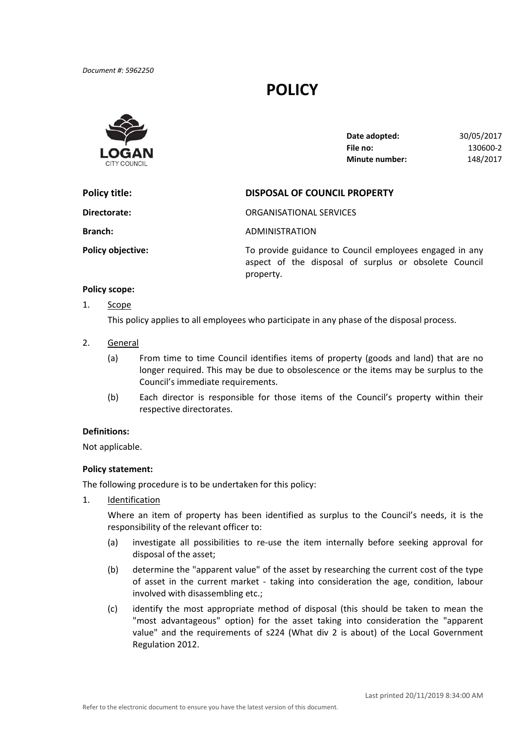*Document #: 5962250*

# POLICY

LOGAN CITY COUNCIL

| | |
|---|---|
| **Date adopted:** | 30/05/2017 |
| **File no:** | 130600-2 |
| **Minute number:** | 148/2017 |

**Policy title:** **DISPOSAL OF COUNCIL PROPERTY**

**Directorate:** ORGANISATIONAL SERVICES

**Branch:** ADMINISTRATION

**Policy objective:** To provide guidance to Council employees engaged in any aspect of the disposal of surplus or obsolete Council property.

**Policy scope:**

1. Scope

   This policy applies to all employees who participate in any phase of the disposal process.

2. General

   (a) From time to time Council identifies items of property (goods and land) that are no longer required. This may be due to obsolescence or the items may be surplus to the Council's immediate requirements.

   (b) Each director is responsible for those items of the Council's property within their respective directorates.

**Definitions:**

Not applicable.

**Policy statement:**

The following procedure is to be undertaken for this policy:

1. Identification

   Where an item of property has been identified as surplus to the Council's needs, it is the responsibility of the relevant officer to:

   (a) investigate all possibilities to re-use the item internally before seeking approval for disposal of the asset;

   (b) determine the "apparent value" of the asset by researching the current cost of the type of asset in the current market - taking into consideration the age, condition, labour involved with disassembling etc.;

   (c) identify the most appropriate method of disposal (this should be taken to mean the "most advantageous" option) for the asset taking into consideration the "apparent value" and the requirements of s224 (What div 2 is about) of the Local Government Regulation 2012.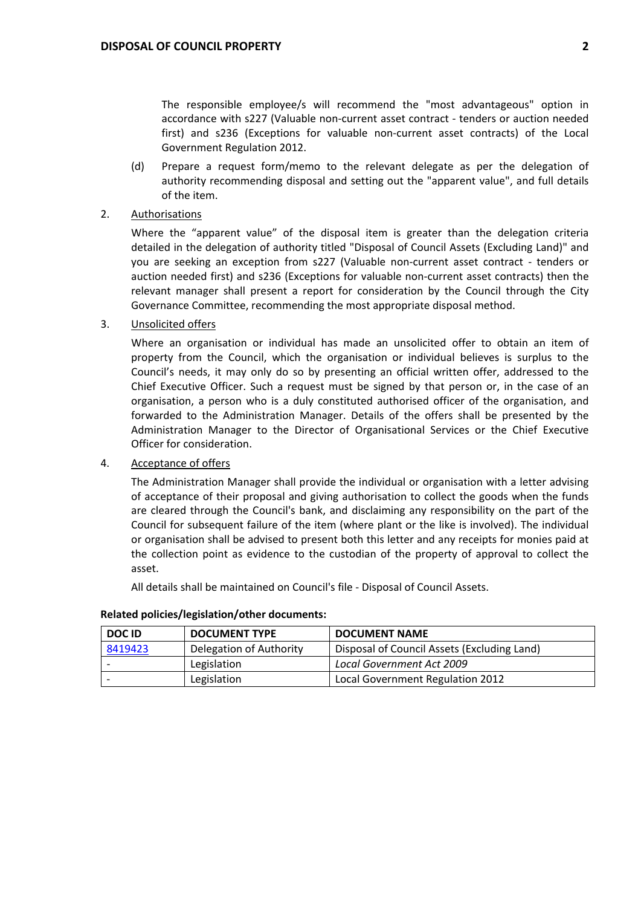The responsible employee/s will recommend the "most advantageous" option in accordance with s227 (Valuable non-current asset contract - tenders or auction needed first) and s236 (Exceptions for valuable non-current asset contracts) of the Local Government Regulation 2012.

(d) Prepare a request form/memo to the relevant delegate as per the delegation of authority recommending disposal and setting out the "apparent value", and full details of the item.

2. Authorisations

Where the "apparent value" of the disposal item is greater than the delegation criteria detailed in the delegation of authority titled "Disposal of Council Assets (Excluding Land)" and you are seeking an exception from s227 (Valuable non-current asset contract - tenders or auction needed first) and s236 (Exceptions for valuable non-current asset contracts) then the relevant manager shall present a report for consideration by the Council through the City Governance Committee, recommending the most appropriate disposal method.

3. Unsolicited offers

Where an organisation or individual has made an unsolicited offer to obtain an item of property from the Council, which the organisation or individual believes is surplus to the Council's needs, it may only do so by presenting an official written offer, addressed to the Chief Executive Officer. Such a request must be signed by that person or, in the case of an organisation, a person who is a duly constituted authorised officer of the organisation, and forwarded to the Administration Manager. Details of the offers shall be presented by the Administration Manager to the Director of Organisational Services or the Chief Executive Officer for consideration.

4. Acceptance of offers

The Administration Manager shall provide the individual or organisation with a letter advising of acceptance of their proposal and giving authorisation to collect the goods when the funds are cleared through the Council's bank, and disclaiming any responsibility on the part of the Council for subsequent failure of the item (where plant or the like is involved). The individual or organisation shall be advised to present both this letter and any receipts for monies paid at the collection point as evidence to the custodian of the property of approval to collect the asset.

All details shall be maintained on Council's file - Disposal of Council Assets.

**Related policies/legislation/other documents:**

| DOC ID | DOCUMENT TYPE | DOCUMENT NAME |
|---|---|---|
| 8419423 | Delegation of Authority | Disposal of Council Assets (Excluding Land) |
| - | Legislation | *Local Government Act 2009* |
| - | Legislation | Local Government Regulation 2012 |